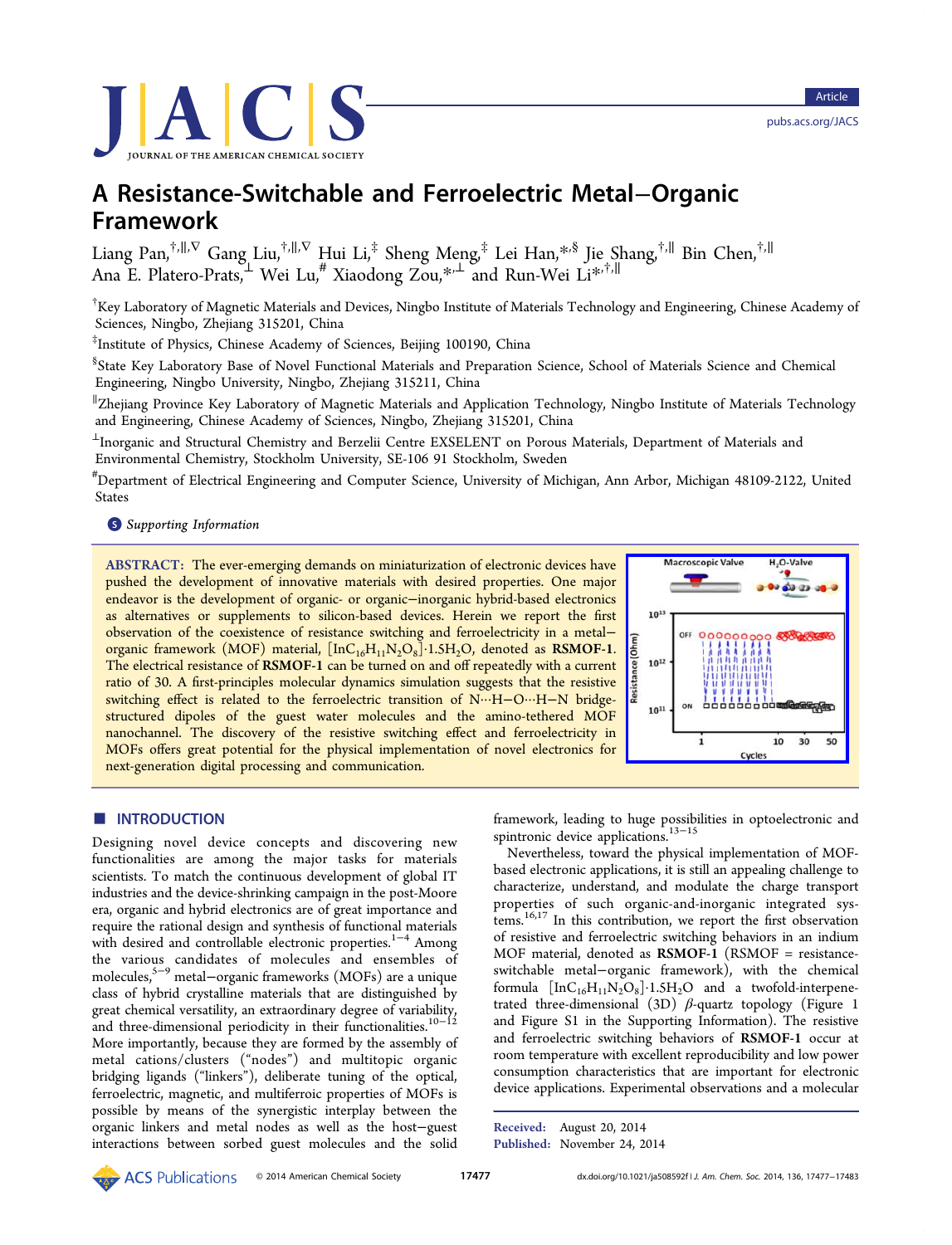# A Resistance-Switchable and Ferroelectric Metal–Organic Framework

Liang Pan,[†,∥,∇] Gang Liu,[†,∥,∇] Hui Li,[‡] Sheng Meng,[‡] Lei Han,[*,§] Jie Shang,[†,∥] Bin Chen,[†,∥] Ana E. Platero-Prats,[⊥] Wei Lu,[#] Xiaodong Zou,[*,⊥] and Run-Wei Li[*,†,∥]

[†]Key Laboratory of Magnetic Materials and Devices, Ningbo Institute of Materials Technology and Engineering, Chinese Academy of Sciences, Ningbo, Zhejiang 315201, China

[‡]Institute of Physics, Chinese Academy of Sciences, Beijing 100190, China

[§]State Key Laboratory Base of Novel Functional Materials and Preparation Science, School of Materials Science and Chemical Engineering, Ningbo University, Ningbo, Zhejiang 315211, China

[∥]Zhejiang Province Key Laboratory of Magnetic Materials and Application Technology, Ningbo Institute of Materials Technology and Engineering, Chinese Academy of Sciences, Ningbo, Zhejiang 315201, China

[⊥]Inorganic and Structural Chemistry and Berzelii Centre EXSELENT on Porous Materials, Department of Materials and Environmental Chemistry, Stockholm University, SE-106 91 Stockholm, Sweden

[#]Department of Electrical Engineering and Computer Science, University of Michigan, Ann Arbor, Michigan 48109-2122, United States

Supporting Information

**ABSTRACT:** The ever-emerging demands on miniaturization of electronic devices have pushed the development of innovative materials with desired properties. One major endeavor is the development of organic- or organic–inorganic hybrid-based electronics as alternatives or supplements to silicon-based devices. Herein we report the first observation of the coexistence of resistance switching and ferroelectricity in a metal–organic framework (MOF) material, $[InC_{16}H_{11}N_2O_8]\cdot 1.5H_2O$, denoted as **RSMOF-1**. The electrical resistance of **RSMOF-1** can be turned on and off repeatedly with a current ratio of 30. A first-principles molecular dynamics simulation suggests that the resistive switching effect is related to the ferroelectric transition of N···H–O···H–N bridge-structured dipoles of the guest water molecules and the amino-tethered MOF nanochannel. The discovery of the resistive switching effect and ferroelectricity in MOFs offers great potential for the physical implementation of novel electronics for next-generation digital processing and communication.

## INTRODUCTION

Designing novel device concepts and discovering new functionalities are among the major tasks for materials scientists. To match the continuous development of global IT industries and the device-shrinking campaign in the post-Moore era, organic and hybrid electronics are of great importance and require the rational design and synthesis of functional materials with desired and controllable electronic properties.[1−4] Among the various candidates of molecules and ensembles of molecules,[5−9] metal–organic frameworks (MOFs) are a unique class of hybrid crystalline materials that are distinguished by great chemical versatility, an extraordinary degree of variability, and three-dimensional periodicity in their functionalities.[10−12] More importantly, because they are formed by the assembly of metal cations/clusters ("nodes") and multitopic organic bridging ligands ("linkers"), deliberate tuning of the optical, ferroelectric, magnetic, and multiferroic properties of MOFs is possible by means of the synergistic interplay between the organic linkers and metal nodes as well as the host–guest interactions between sorbed guest molecules and the solid framework, leading to huge possibilities in optoelectronic and spintronic device applications.[13−15]

Nevertheless, toward the physical implementation of MOF-based electronic applications, it is still an appealing challenge to characterize, understand, and modulate the charge transport properties of such organic-and-inorganic integrated systems.[16,17] In this contribution, we report the first observation of resistive and ferroelectric switching behaviors in an indium MOF material, denoted as **RSMOF-1** (RSMOF = resistance-switchable metal–organic framework), with the chemical formula $[InC_{16}H_{11}N_2O_8]\cdot 1.5H_2O$ and a twofold-interpenetrated three-dimensional (3D) $\beta$-quartz topology (Figure 1 and Figure S1 in the Supporting Information). The resistive and ferroelectric switching behaviors of **RSMOF-1** occur at room temperature with excellent reproducibility and low power consumption characteristics that are important for electronic device applications. Experimental observations and a molecular

Received: August 20, 2014
Published: November 24, 2014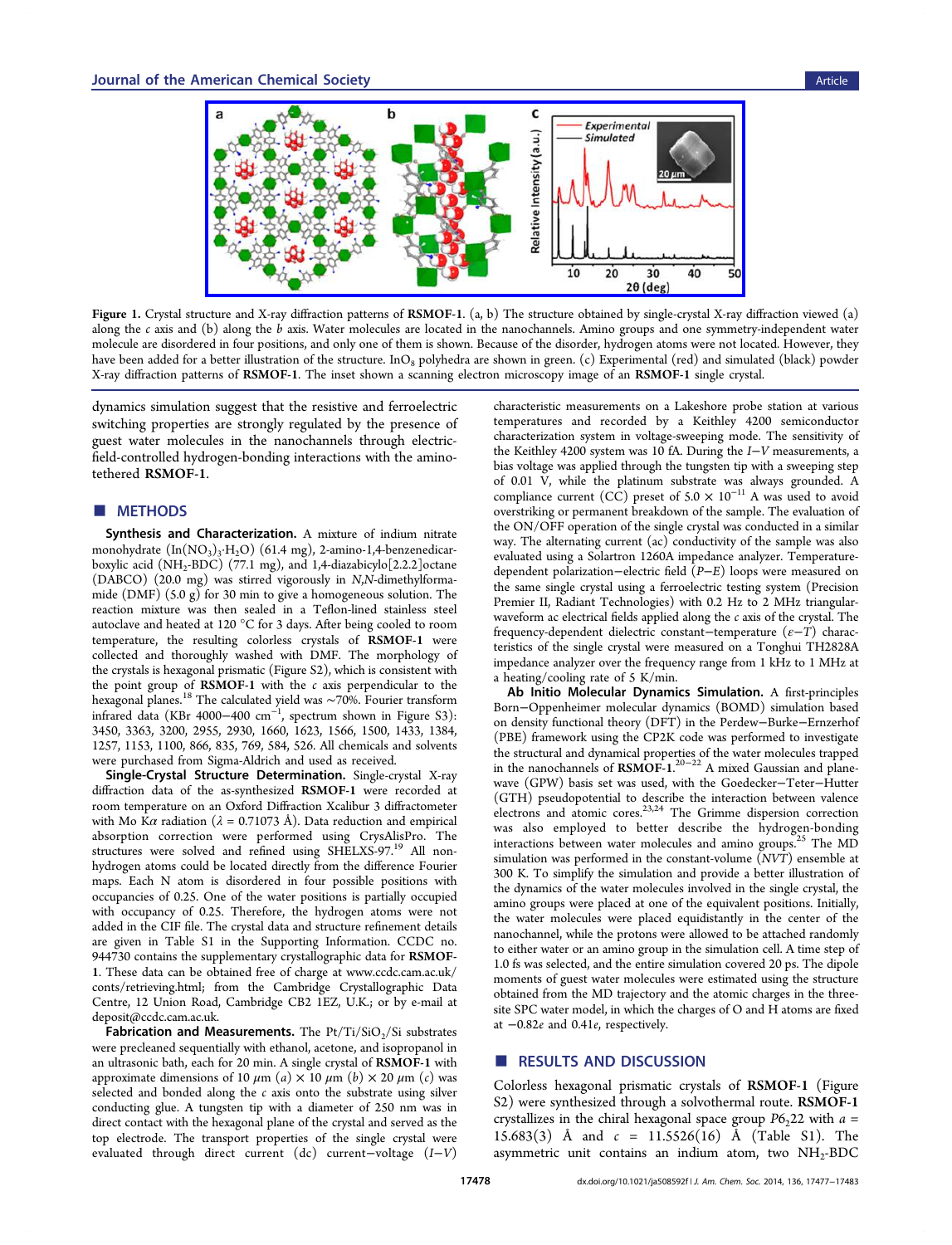Figure 1. Crystal structure and X-ray diffraction patterns of **RSMOF-1**. (a, b) The structure obtained by single-crystal X-ray diffraction viewed (a) along the $c$ axis and (b) along the $b$ axis. Water molecules are located in the nanochannels. Amino groups and one symmetry-independent water molecule are disordered in four positions, and only one of them is shown. Because of the disorder, hydrogen atoms were not located. However, they have been added for a better illustration of the structure. $InO_8$ polyhedra are shown in green. (c) Experimental (red) and simulated (black) powder X-ray diffraction patterns of **RSMOF-1**. The inset shown a scanning electron microscopy image of an **RSMOF-1** single crystal.

dynamics simulation suggest that the resistive and ferroelectric switching properties are strongly regulated by the presence of guest water molecules in the nanochannels through electric-field-controlled hydrogen-bonding interactions with the amino-tethered **RSMOF-1**.

## ■ METHODS

**Synthesis and Characterization.** A mixture of indium nitrate monohydrate ($In(NO_3)_3 \cdot H_2O$) (61.4 mg), 2-amino-1,4-benzenedicarboxylic acid ($NH_2$-BDC) (77.1 mg), and 1,4-diazabicylo[2.2.2]octane (DABCO) (20.0 mg) was stirred vigorously in $N$,$N$-dimethylformamide (DMF) (5.0 g) for 30 min to give a homogeneous solution. The reaction mixture was then sealed in a Teflon-lined stainless steel autoclave and heated at 120 °C for 3 days. After being cooled to room temperature, the resulting colorless crystals of **RSMOF-1** were collected and thoroughly washed with DMF. The morphology of the crystals is hexagonal prismatic (Figure S2), which is consistent with the point group of **RSMOF-1** with the $c$ axis perpendicular to the hexagonal planes.[18] The calculated yield was ~70%. Fourier transform infrared data (KBr 4000−400 $cm^{-1}$, spectrum shown in Figure S3): 3450, 3363, 3200, 2955, 2930, 1660, 1623, 1566, 1500, 1433, 1384, 1257, 1153, 1100, 866, 835, 769, 584, 526. All chemicals and solvents were purchased from Sigma-Aldrich and used as received.

**Single-Crystal Structure Determination.** Single-crystal X-ray diffraction data of the as-synthesized **RSMOF-1** were recorded at room temperature on an Oxford Diffraction Xcalibur 3 diffractometer with Mo K$\alpha$ radiation ($\lambda$ = 0.71073 Å). Data reduction and empirical absorption correction were performed using CrysAlisPro. The structures were solved and refined using SHELXS-97.[19] All non-hydrogen atoms could be located directly from the difference Fourier maps. Each N atom is disordered in four possible positions with occupancies of 0.25. One of the water positions is partially occupied with occupancy of 0.25. Therefore, the hydrogen atoms were not added in the CIF file. The crystal data and structure refinement details are given in Table S1 in the Supporting Information. CCDC no. 944730 contains the supplementary crystallographic data for **RSMOF-1**. These data can be obtained free of charge at www.ccdc.cam.ac.uk/conts/retrieving.html; from the Cambridge Crystallographic Data Centre, 12 Union Road, Cambridge CB2 1EZ, U.K.; or by e-mail at deposit@ccdc.cam.ac.uk.

**Fabrication and Measurements.** The Pt/Ti/$SiO_2$/Si substrates were precleaned sequentially with ethanol, acetone, and isopropanol in an ultrasonic bath, each for 20 min. A single crystal of **RSMOF-1** with approximate dimensions of 10 $\mu m$ ($a$) × 10 $\mu m$ ($b$) × 20 $\mu m$ ($c$) was selected and bonded along the $c$ axis onto the substrate using silver conducting glue. A tungsten tip with a diameter of 250 nm was in direct contact with the hexagonal plane of the crystal and served as the top electrode. The transport properties of the single crystal were evaluated through direct current (dc) current−voltage ($I$−$V$) characteristic measurements on a Lakeshore probe station at various temperatures and recorded by a Keithley 4200 semiconductor characterization system in voltage-sweeping mode. The sensitivity of the Keithley 4200 system was 10 fA. During the $I$−$V$ measurements, a bias voltage was applied through the tungsten tip with a sweeping step of 0.01 V, while the platinum substrate was always grounded. A compliance current (CC) preset of $5.0 \times 10^{-11}$ A was used to avoid overstriking or permanent breakdown of the sample. The evaluation of the ON/OFF operation of the single crystal was conducted in a similar way. The alternating current (ac) conductivity of the sample was also evaluated using a Solartron 1260A impedance analyzer. Temperature-dependent polarization−electric field ($P$−$E$) loops were measured on the same single crystal using a ferroelectric testing system (Precision Premier II, Radiant Technologies) with 0.2 Hz to 2 MHz triangular-waveform ac electrical fields applied along the $c$ axis of the crystal. The frequency-dependent dielectric constant−temperature ($\varepsilon$−$T$) characteristics of the single crystal were measured on a Tonghui TH2828A impedance analyzer over the frequency range from 1 kHz to 1 MHz at a heating/cooling rate of 5 K/min.

**Ab Initio Molecular Dynamics Simulation.** A first-principles Born−Oppenheimer molecular dynamics (BOMD) simulation based on density functional theory (DFT) in the Perdew−Burke−Ernzerhof (PBE) framework using the CP2K code was performed to investigate the structural and dynamical properties of the water molecules trapped in the nanochannels of **RSMOF-1**.[20−22] A mixed Gaussian and plane-wave (GPW) basis set was used, with the Goedecker−Teter−Hutter (GTH) pseudopotential to describe the interaction between valence electrons and atomic cores.[23,24] The Grimme dispersion correction was also employed to better describe the hydrogen-bonding interactions between water molecules and amino groups.[25] The MD simulation was performed in the constant-volume ($NVT$) ensemble at 300 K. To simplify the simulation and provide a better illustration of the dynamics of the water molecules involved in the single crystal, the amino groups were placed at one of the equivalent positions. Initially, the water molecules were placed equidistantly in the center of the nanochannel, while the protons were allowed to be attached randomly to either water or an amino group in the simulation cell. A time step of 1.0 fs was selected, and the entire simulation covered 20 ps. The dipole moments of guest water molecules were estimated using the structure obtained from the MD trajectory and the atomic charges in the three-site SPC water model, in which the charges of O and H atoms are fixed at $-0.82e$ and $0.41e$, respectively.

## ■ RESULTS AND DISCUSSION

Colorless hexagonal prismatic crystals of **RSMOF-1** (Figure S2) were synthesized through a solvothermal route. **RSMOF-1** crystallizes in the chiral hexagonal space group $P6_222$ with $a$ = 15.683(3) Å and $c$ = 11.5526(16) Å (Table S1). The asymmetric unit contains an indium atom, two $NH_2$-BDC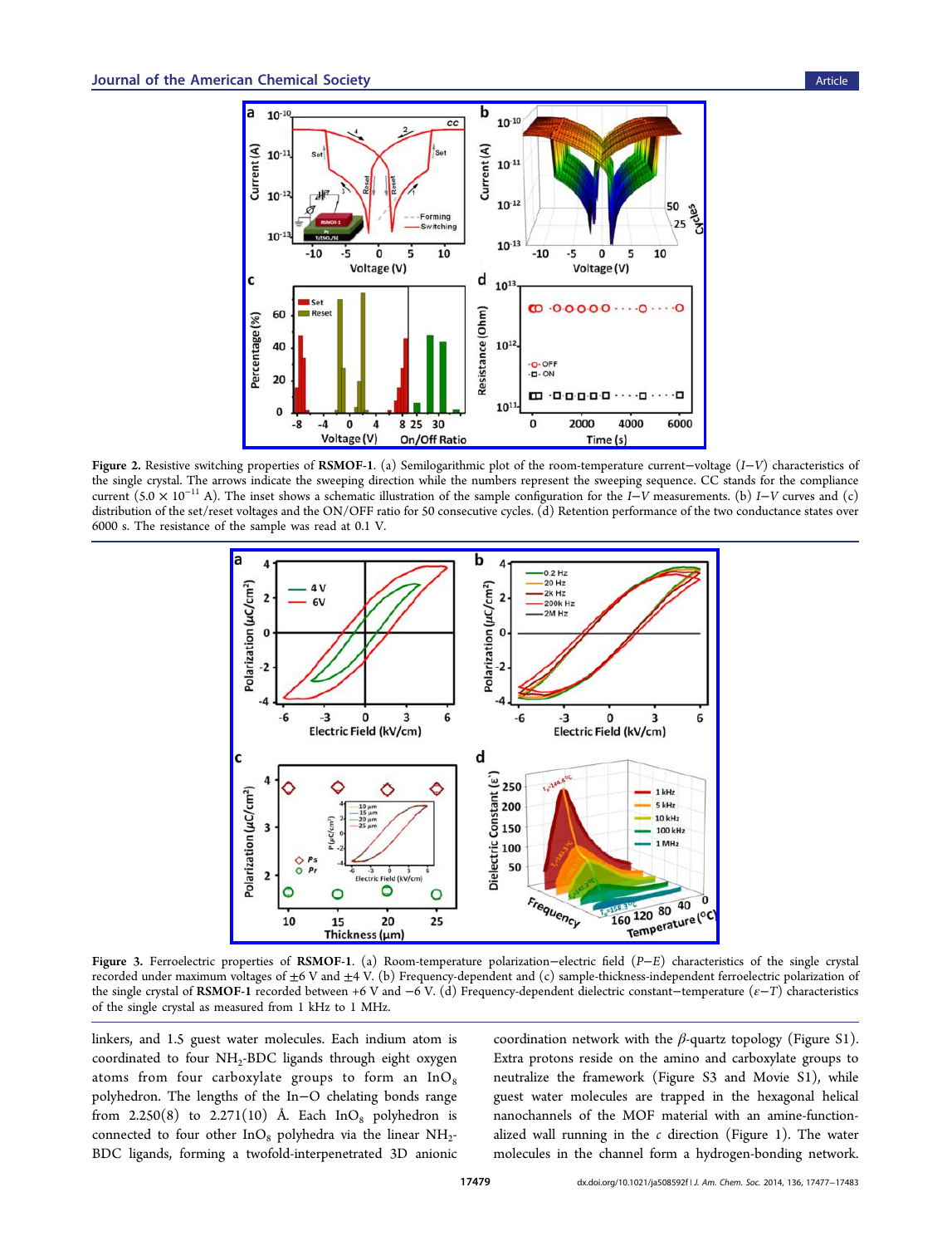**Figure 2.** Resistive switching properties of **RSMOF-1**. (a) Semilogarithmic plot of the room-temperature current−voltage ($I$−$V$) characteristics of the single crystal. The arrows indicate the sweeping direction while the numbers represent the sweeping sequence. CC stands for the compliance current ($5.0 \times 10^{-11}$ A). The inset shows a schematic illustration of the sample configuration for the $I$−$V$ measurements. (b) $I$−$V$ curves and (c) distribution of the set/reset voltages and the ON/OFF ratio for 50 consecutive cycles. (d) Retention performance of the two conductance states over 6000 s. The resistance of the sample was read at 0.1 V.

**Figure 3.** Ferroelectric properties of **RSMOF-1**. (a) Room-temperature polarization−electric field ($P$−$E$) characteristics of the single crystal recorded under maximum voltages of ±6 V and ±4 V. (b) Frequency-dependent and (c) sample-thickness-independent ferroelectric polarization of the single crystal of **RSMOF-1** recorded between +6 V and −6 V. (d) Frequency-dependent dielectric constant−temperature ($\varepsilon$−$T$) characteristics of the single crystal as measured from 1 kHz to 1 MHz.

linkers, and 1.5 guest water molecules. Each indium atom is coordinated to four $NH_2$-BDC ligands through eight oxygen atoms from four carboxylate groups to form an $InO_8$ polyhedron. The lengths of the In−O chelating bonds range from 2.250(8) to 2.271(10) Å. Each $InO_8$ polyhedron is connected to four other $InO_8$ polyhedra via the linear $NH_2$-BDC ligands, forming a twofold-interpenetrated 3D anionic coordination network with the $\beta$-quartz topology (Figure S1). Extra protons reside on the amino and carboxylate groups to neutralize the framework (Figure S3 and Movie S1), while guest water molecules are trapped in the hexagonal helical nanochannels of the MOF material with an amine-functionalized wall running in the $c$ direction (Figure 1). The water molecules in the channel form a hydrogen-bonding network.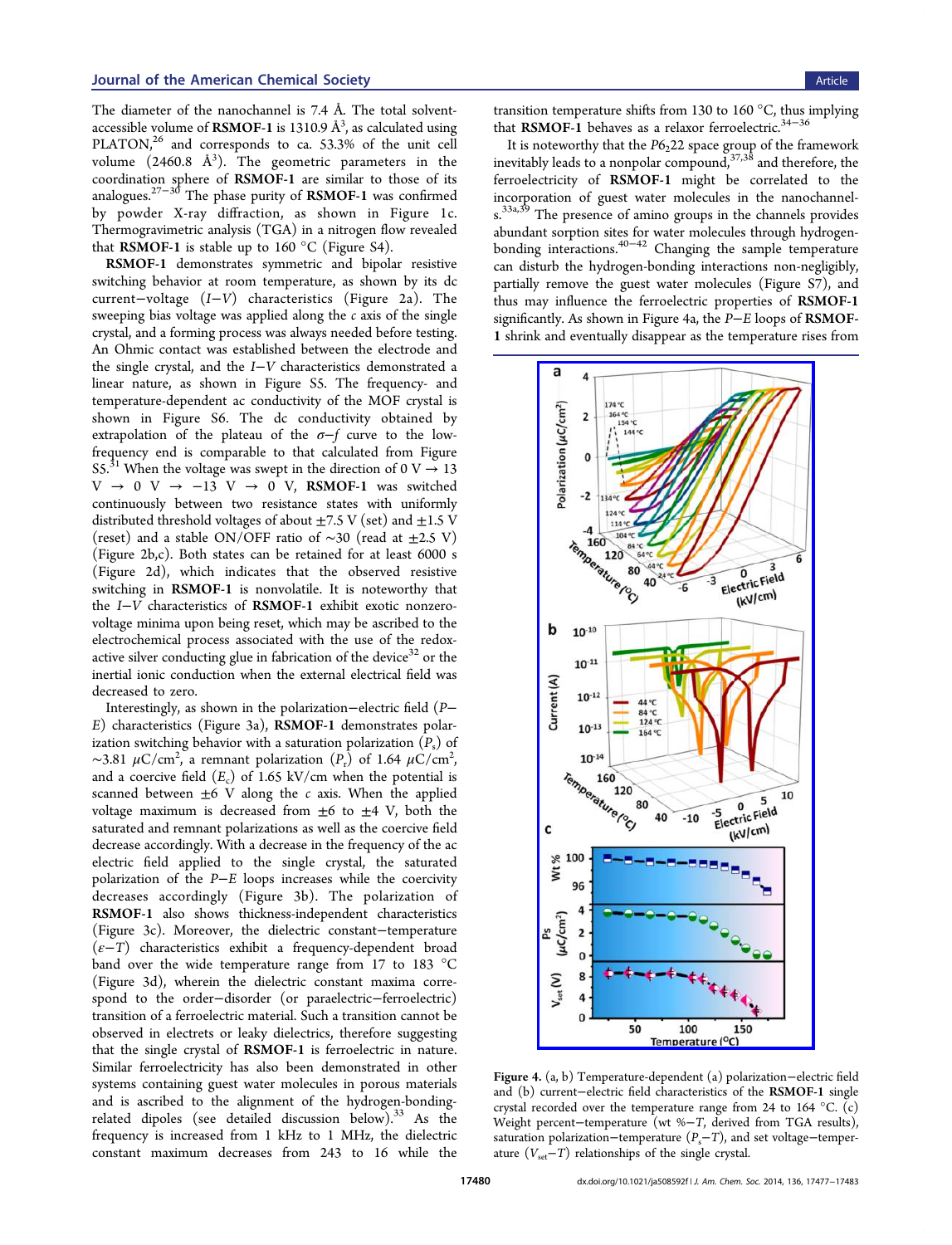The diameter of the nanochannel is 7.4 Å. The total solvent-accessible volume of **RSMOF-1** is 1310.9 Å$^3$, as calculated using PLATON,[26] and corresponds to ca. 53.3% of the unit cell volume (2460.8 Å$^3$). The geometric parameters in the coordination sphere of **RSMOF-1** are similar to those of its analogues.[27−30] The phase purity of **RSMOF-1** was confirmed by powder X-ray diffraction, as shown in Figure 1c. Thermogravimetric analysis (TGA) in a nitrogen flow revealed that **RSMOF-1** is stable up to 160 °C (Figure S4).

**RSMOF-1** demonstrates symmetric and bipolar resistive switching behavior at room temperature, as shown by its dc current−voltage ($I-V$) characteristics (Figure 2a). The sweeping bias voltage was applied along the $c$ axis of the single crystal, and a forming process was always needed before testing. An Ohmic contact was established between the electrode and the single crystal, and the $I-V$ characteristics demonstrated a linear nature, as shown in Figure S5. The frequency- and temperature-dependent ac conductivity of the MOF crystal is shown in Figure S6. The dc conductivity obtained by extrapolation of the plateau of the $\sigma-f$ curve to the low-frequency end is comparable to that calculated from Figure S5.[31] When the voltage was swept in the direction of 0 V → 13 V → 0 V → −13 V → 0 V, **RSMOF-1** was switched continuously between two resistance states with uniformly distributed threshold voltages of about ±7.5 V (set) and ±1.5 V (reset) and a stable ON/OFF ratio of ~30 (read at ±2.5 V) (Figure 2b,c). Both states can be retained for at least 6000 s (Figure 2d), which indicates that the observed resistive switching in **RSMOF-1** is nonvolatile. It is noteworthy that the $I-V$ characteristics of **RSMOF-1** exhibit exotic nonzero-voltage minima upon being reset, which may be ascribed to the electrochemical process associated with the use of the redox-active silver conducting glue in fabrication of the device[32] or the inertial ionic conduction when the external electrical field was decreased to zero.

Interestingly, as shown in the polarization−electric field ($P-E$) characteristics (Figure 3a), **RSMOF-1** demonstrates polarization switching behavior with a saturation polarization ($P_s$) of ~3.81 μC/cm$^2$, a remnant polarization ($P_r$) of 1.64 μC/cm$^2$, and a coercive field ($E_c$) of 1.65 kV/cm when the potential is scanned between ±6 V along the $c$ axis. When the applied voltage maximum is decreased from ±6 to ±4 V, both the saturated and remnant polarizations as well as the coercive field decrease accordingly. With a decrease in the frequency of the ac electric field applied to the single crystal, the saturated polarization of the $P-E$ loops increases while the coercivity decreases accordingly (Figure 3b). The polarization of **RSMOF-1** also shows thickness-independent characteristics (Figure 3c). Moreover, the dielectric constant−temperature ($\varepsilon-T$) characteristics exhibit a frequency-dependent broad band over the wide temperature range from 17 to 183 °C (Figure 3d), wherein the dielectric constant maxima correspond to the order−disorder (or paraelectric−ferroelectric) transition of a ferroelectric material. Such a transition cannot be observed in electrets or leaky dielectrics, therefore suggesting that the single crystal of **RSMOF-1** is ferroelectric in nature. Similar ferroelectricity has also been demonstrated in other systems containing guest water molecules in porous materials and is ascribed to the alignment of the hydrogen-bonding-related dipoles (see detailed discussion below).[33] As the frequency is increased from 1 kHz to 1 MHz, the dielectric constant maximum decreases from 243 to 16 while the transition temperature shifts from 130 to 160 °C, thus implying that **RSMOF-1** behaves as a relaxor ferroelectric.[34−36]

It is noteworthy that the $P6_222$ space group of the framework inevitably leads to a nonpolar compound,[37,38] and therefore, the ferroelectricity of **RSMOF-1** might be correlated to the incorporation of guest water molecules in the nanochannels.[33a,39] The presence of amino groups in the channels provides abundant sorption sites for water molecules through hydrogen-bonding interactions.[40−42] Changing the sample temperature can disturb the hydrogen-bonding interactions non-negligibly, partially remove the guest water molecules (Figure S7), and thus may influence the ferroelectric properties of **RSMOF-1** significantly. As shown in Figure 4a, the $P-E$ loops of **RSMOF-1** shrink and eventually disappear as the temperature rises from

Figure 4. (a, b) Temperature-dependent (a) polarization−electric field and (b) current−electric field characteristics of the **RSMOF-1** single crystal recorded over the temperature range from 24 to 164 °C. (c) Weight percent−temperature (wt %−$T$, derived from TGA results), saturation polarization−temperature ($P_s-T$), and set voltage−temperature ($V_{set}-T$) relationships of the single crystal.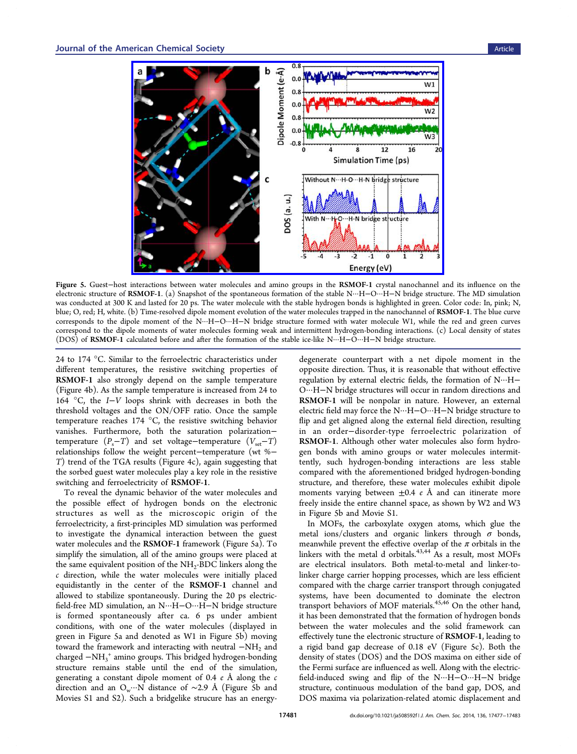Figure 5. Guest–host interactions between water molecules and amino groups in the **RSMOF-1** crystal nanochannel and its influence on the electronic structure of **RSMOF-1**. (a) Snapshot of the spontaneous formation of the stable N···H–O···H–N bridge structure. The MD simulation was conducted at 300 K and lasted for 20 ps. The water molecule with the stable hydrogen bonds is highlighted in green. Color code: In, pink; N, blue; O, red; H, white. (b) Time-resolved dipole moment evolution of the water molecules trapped in the nanochannel of **RSMOF-1**. The blue curve corresponds to the dipole moment of the N···H–O···H–N bridge structure formed with water molecule W1, while the red and green curves correspond to the dipole moments of water molecules forming weak and intermittent hydrogen-bonding interactions. (c) Local density of states (DOS) of **RSMOF-1** calculated before and after the formation of the stable ice-like N···H–O···H–N bridge structure.

24 to 174 °C. Similar to the ferroelectric characteristics under different temperatures, the resistive switching properties of **RSMOF-1** also strongly depend on the sample temperature (Figure 4b). As the sample temperature is increased from 24 to 164 °C, the *I*–*V* loops shrink with decreases in both the threshold voltages and the ON/OFF ratio. Once the sample temperature reaches 174 °C, the resistive switching behavior vanishes. Furthermore, both the saturation polarization–temperature ($P_s$–$T$) and set voltage–temperature ($V_{set}$–$T$) relationships follow the weight percent–temperature (wt %–$T$) trend of the TGA results (Figure 4c), again suggesting that the sorbed guest water molecules play a key role in the resistive switching and ferroelectricity of **RSMOF-1**.

To reveal the dynamic behavior of the water molecules and the possible effect of hydrogen bonds on the electronic structures as well as the microscopic origin of the ferroelectricity, a first-principles MD simulation was performed to investigate the dynamical interaction between the guest water molecules and the **RSMOF-1** framework (Figure 5a). To simplify the simulation, all of the amino groups were placed at the same equivalent position of the $NH_2$-BDC linkers along the *c* direction, while the water molecules were initially placed equidistantly in the center of the **RSMOF-1** channel and allowed to stabilize spontaneously. During the 20 ps electric-field-free MD simulation, an N···H–O···H–N bridge structure is formed spontaneously after ca. 6 ps under ambient conditions, with one of the water molecules (displayed in green in Figure 5a and denoted as W1 in Figure 5b) moving toward the framework and interacting with neutral $-NH_2$ and charged $-NH_3^+$ amino groups. This bridged hydrogen-bonding structure remains stable until the end of the simulation, generating a constant dipole moment of 0.4 *e* Å along the *c* direction and an $O_w$···N distance of ~2.9 Å (Figure 5b and Movies S1 and S2). Such a bridgelike strucure has an energy-degenerate counterpart with a net dipole moment in the opposite direction. Thus, it is reasonable that without effective regulation by external electric fields, the formation of N···H–O···H–N bridge structures will occur in random directions and **RSMOF-1** will be nonpolar in nature. However, an external electric field may force the N···H–O···H–N bridge structure to flip and get aligned along the external field direction, resulting in an order–disorder-type ferroelectric polarization of **RSMOF-1**. Although other water molecules also form hydrogen bonds with amino groups or water molecules intermittently, such hydrogen-bonding interactions are less stable compared with the aforementioned bridged hydrogen-bonding structure, and therefore, these water molecules exhibit dipole moments varying between ±0.4 *e* Å and can itinerate more freely inside the entire channel space, as shown by W2 and W3 in Figure 5b and Movie S1.

In MOFs, the carboxylate oxygen atoms, which glue the metal ions/clusters and organic linkers through *σ* bonds, meanwhile prevent the effective overlap of the *π* orbitals in the linkers with the metal d orbitals.[43,44] As a result, most MOFs are electrical insulators. Both metal-to-metal and linker-to-linker charge carrier hopping processes, which are less efficient compared with the charge carrier transport through conjugated systems, have been documented to dominate the electron transport behaviors of MOF materials.[45,46] On the other hand, it has been demonstrated that the formation of hydrogen bonds between the water molecules and the solid framework can effectively tune the electronic structure of **RSMOF-1**, leading to a rigid band gap decrease of 0.18 eV (Figure 5c). Both the density of states (DOS) and the DOS maxima on either side of the Fermi surface are influenced as well. Along with the electric-field-induced swing and flip of the N···H–O···H–N bridge structure, continuous modulation of the band gap, DOS, and DOS maxima via polarization-related atomic displacement and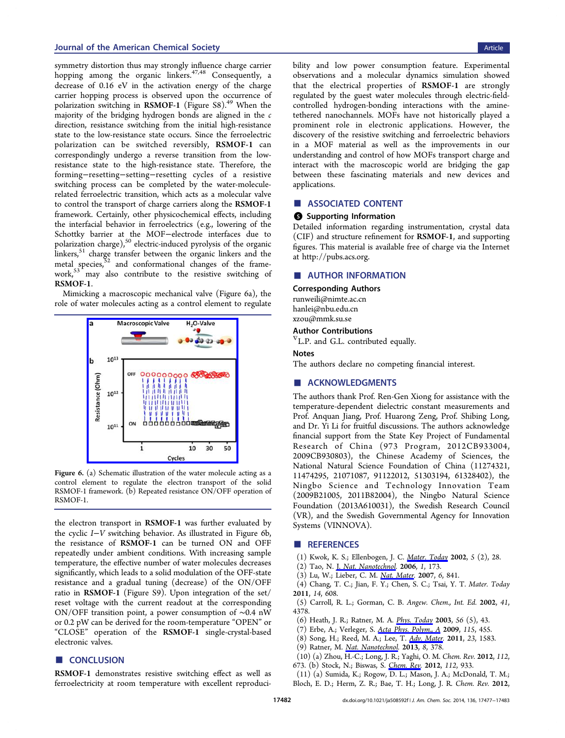symmetry distortion thus may strongly influence charge carrier hopping among the organic linkers.[47,48] Consequently, a decrease of 0.16 eV in the activation energy of the charge carrier hopping process is observed upon the occurrence of polarization switching in **RSMOF-1** (Figure S8).[49] When the majority of the bridging hydrogen bonds are aligned in the *c* direction, resistance switching from the initial high-resistance state to the low-resistance state occurs. Since the ferroelectric polarization can be switched reversibly, **RSMOF-1** can correspondingly undergo a reverse transition from the low-resistance state to the high-resistance state. Therefore, the forming–resetting–setting–resetting cycles of a resistive switching process can be completed by the water-molecule-related ferroelectric transition, which acts as a molecular valve to control the transport of charge carriers along the **RSMOF-1** framework. Certainly, other physicochemical effects, including the interfacial behavior in ferroelectrics (e.g., lowering of the Schottky barrier at the MOF–electrode interfaces due to polarization charge),[50] electric-induced pyrolysis of the organic linkers,[51] charge transfer between the organic linkers and the metal species,[52] and conformational changes of the framework,[53] may also contribute to the resistive switching of **RSMOF-1**.

Mimicking a macroscopic mechanical valve (Figure 6a), the role of water molecules acting as a control element to regulate the electron transport in **RSMOF-1** was further evaluated by the cyclic *I*–*V* switching behavior. As illustrated in Figure 6b, the resistance of **RSMOF-1** can be turned ON and OFF repeatedly under ambient conditions. With increasing sample temperature, the effective number of water molecules decreases significantly, which leads to a solid modulation of the OFF-state resistance and a gradual tuning (decrease) of the ON/OFF ratio in **RSMOF-1** (Figure S9). Upon integration of the set/reset voltage with the current readout at the corresponding ON/OFF transition point, a power consumption of ~0.4 nW or 0.2 pW can be derived for the room-temperature "OPEN" or "CLOSE" operation of the **RSMOF-1** single-crystal-based electronic valves.

**Figure 6.** (a) Schematic illustration of the water molecule acting as a control element to regulate the electron transport of the solid RSMOF-1 framework. (b) Repeated resistance ON/OFF operation of RSMOF-1.

## CONCLUSION

**RSMOF-1** demonstrates resistive switching effect as well as ferroelectricity at room temperature with excellent reproducibility and low power consumption feature. Experimental observations and a molecular dynamics simulation showed that the electrical properties of **RSMOF-1** are strongly regulated by the guest water molecules through electric-field-controlled hydrogen-bonding interactions with the amine-tethered nanochannels. MOFs have not historically played a prominent role in electronic applications. However, the discovery of the resistive switching and ferroelectric behaviors in a MOF material as well as the improvements in our understanding and control of how MOFs transport charge and interact with the macroscopic world are bridging the gap between these fascinating materials and new devices and applications.

## ASSOCIATED CONTENT

### Supporting Information

Detailed information regarding instrumentation, crystal data (CIF) and structure refinement for **RSMOF-1**, and supporting figures. This material is available free of charge via the Internet at http://pubs.acs.org.

## AUTHOR INFORMATION

### Corresponding Authors

runweili@nimte.ac.cn

hanlei@nbu.edu.cn

xzou@mmk.su.se

### Author Contributions

[∇]L.P. and G.L. contributed equally.

### Notes

The authors declare no competing financial interest.

## ACKNOWLEDGMENTS

The authors thank Prof. Ren-Gen Xiong for assistance with the temperature-dependent dielectric constant measurements and Prof. Anquan Jiang, Prof. Huarong Zeng, Prof. Shibing Long, and Dr. Yi Li for fruitful discussions. The authors acknowledge financial support from the State Key Project of Fundamental Research of China (973 Program, 2012CB933004, 2009CB930803), the Chinese Academy of Sciences, the National Natural Science Foundation of China (11274321, 11474295, 21071087, 91122012, 51303194, 61328402), the Ningbo Science and Technology Innovation Team (2009B21005, 2011B82004), the Ningbo Natural Science Foundation (2013A610031), the Swedish Research Council (VR), and the Swedish Governmental Agency for Innovation Systems (VINNOVA).

## REFERENCES

(1) Kwok, K. S.; Ellenbogen, J. C. *Mater. Today* **2002**, *5* (2), 28.

(2) Tao, N. *J. Nat. Nanotechnol.* **2006**, *1*, 173.

(3) Lu, W.; Lieber, C. M. *Nat. Mater.* **2007**, *6*, 841.

(4) Chang, T. C.; Jian, F. Y.; Chen, S. C.; Tsai, Y. T. *Mater. Today* **2011**, *14*, 608.

(5) Carroll, R. L.; Gorman, C. B. *Angew. Chem., Int. Ed.* **2002**, *41*, 4378.

(6) Heath, J. R.; Ratner, M. A. *Phys. Today* **2003**, *56* (5), 43.

(7) Erbe, A.; Verleger, S. *Acta Phys. Polym., A* **2009**, *115*, 455.

(8) Song, H.; Reed, M. A.; Lee, T. *Adv. Mater.* **2011**, *23*, 1583.

(9) Ratner, M. *Nat. Nanotechnol.* **2013**, *8*, 378.

(10) (a) Zhou, H.-C.; Long, J. R.; Yaghi, O. M. *Chem. Rev.* **2012**, *112*, 673. (b) Stock, N.; Biswas, S. *Chem. Rev.* **2012**, *112*, 933.

(11) (a) Sumida, K.; Rogow, D. L.; Mason, J. A.; McDonald, T. M.; Bloch, E. D.; Herm, Z. R.; Bae, T. H.; Long, J. R. *Chem. Rev.* **2012**,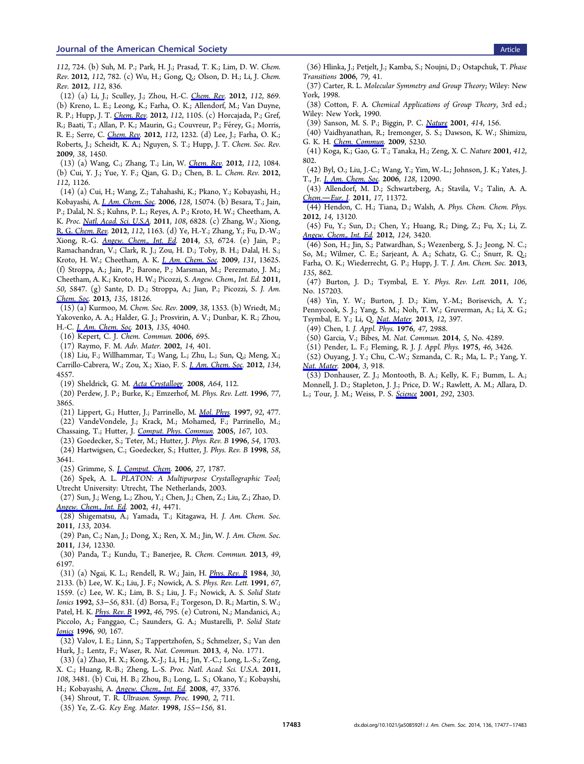112, 724. (b) Suh, M. P.; Park, H. J.; Prasad, T. K.; Lim, D. W. *Chem. Rev.* **2012**, *112*, 782. (c) Wu, H.; Gong, Q.; Olson, D. H.; Li, J. *Chem. Rev.* **2012**, *112*, 836.

(12) (a) Li, J.; Sculley, J.; Zhou, H.-C. *Chem. Rev.* **2012**, *112*, 869. (b) Kreno, L. E.; Leong, K.; Farha, O. K.; Allendorf, M.; Van Duyne, R. P.; Hupp, J. T. *Chem. Rev.* **2012**, *112*, 1105. (c) Horcajada, P.; Gref, R.; Baati, T.; Allan, P. K.; Maurin, G.; Couvreur, P.; Férey, G.; Morris, R. E.; Serre, C. *Chem. Rev.* **2012**, *112*, 1232. (d) Lee, J.; Farha, O. K.; Roberts, J.; Scheidt, K. A.; Nguyen, S. T.; Hupp, J. T. *Chem. Soc. Rev.* **2009**, *38*, 1450.

(13) (a) Wang, C.; Zhang, T.; Lin, W. *Chem. Rev.* **2012**, *112*, 1084. (b) Cui, Y. J.; Yue, Y. F.; Qian, G. D.; Chen, B. L. *Chem. Rev.* **2012**, *112*, 1126.

(14) (a) Cui, H.; Wang, Z.; Tahahashi, K.; Pkano, Y.; Kobayashi, H.; Kobayashi, A. *J. Am. Chem. Soc.* **2006**, *128*, 15074. (b) Besara, T.; Jain, P.; Dalal, N. S.; Kuhns, P. L.; Reyes, A. P.; Kroto, H. W.; Cheetham, A. K. *Proc. Natl. Acad. Sci. U.S.A.* **2011**, *108*, 6828. (c) Zhang, W.; Xiong, R. G. *Chem. Rev.* **2012**, *112*, 1163. (d) Ye, H.-Y.; Zhang, Y.; Fu, D.-W.; Xiong, R.-G. *Angew. Chem., Int. Ed.* **2014**, *53*, 6724. (e) Jain, P.; Ramachandran, V.; Clark, R. J.; Zou, H. D.; Toby, B. H.; Dalal, H. S.; Kroto, H. W.; Cheetham, A. K. *J. Am. Chem. Soc.* **2009**, *131*, 13625. (f) Stroppa, A.; Jain, P.; Barone, P.; Marsman, M.; Perezmato, J. M.; Cheetham, A. K.; Kroto, H. W.; Picozzi, S. *Angew. Chem., Int. Ed.* **2011**, *50*, 5847. (g) Sante, D. D.; Stroppa, A.; Jian, P.; Picozzi, S. *J. Am. Chem. Soc.* **2013**, *135*, 18126.

(15) (a) Kurmoo, M. *Chem. Soc. Rev.* **2009**, *38*, 1353. (b) Wriedt, M.; Yakovenko, A. A.; Halder, G. J.; Prosvirin, A. V.; Dunbar, K. R.; Zhou, H.-C. *J. Am. Chem. Soc.* **2013**, *135*, 4040.

(16) Kepert, C. J. *Chem. Commun.* **2006**, 695.

(17) Raymo, F. M. *Adv. Mater.* **2002**, *14*, 401.

(18) Liu, F.; Willhammar, T.; Wang, L.; Zhu, L.; Sun, Q.; Meng, X.; Carrillo-Cabrera, W.; Zou, X.; Xiao, F. S. *J. Am. Chem. Soc.* **2012**, *134*, 4557.

(19) Sheldrick, G. M. *Acta Crystallogr.* **2008**, *A64*, 112.

(20) Perdew, J. P.; Burke, K.; Emzerhof, M. *Phys. Rev. Lett.* **1996**, *77*, 3865.

(21) Lippert, G.; Hutter, J.; Parrinello, M. *Mol. Phys.* **1997**, *92*, 477.

(22) VandeVondele, J.; Krack, M.; Mohamed, F.; Parrinello, M.; Chassaing, T.; Hutter, J. *Comput. Phys. Commun.* **2005**, *167*, 103.

(23) Goedecker, S.; Teter, M.; Hutter, J. *Phys. Rev. B* **1996**, *54*, 1703.

(24) Hartwigsen, C.; Goedecker, S.; Hutter, J. *Phys. Rev. B* **1998**, *58*, 3641.

(25) Grimme, S. *J. Comput. Chem.* **2006**, *27*, 1787.

(26) Spek, A. L. *PLATON: A Multipurpose Crystallographic Tool*; Utrecht University: Utrecht, The Netherlands, 2003.

(27) Sun, J.; Weng, L.; Zhou, Y.; Chen, J.; Chen, Z.; Liu, Z.; Zhao, D. *Angew. Chem., Int. Ed.* **2002**, *41*, 4471.

(28) Shigematsu, A.; Yamada, T.; Kitagawa, H. *J. Am. Chem. Soc.* **2011**, *133*, 2034.

(29) Pan, C.; Nan, J.; Dong, X.; Ren, X. M.; Jin, W. *J. Am. Chem. Soc.* **2011**, *134*, 12330.

(30) Panda, T.; Kundu, T.; Banerjee, R. *Chem. Commun.* **2013**, *49*, 6197.

(31) (a) Ngai, K. L.; Rendell, R. W.; Jain, H. *Phys. Rev. B* **1984**, *30*, 2133. (b) Lee, W. K.; Liu, J. F.; Nowick, A. S. *Phys. Rev. Lett.* **1991**, *67*, 1559. (c) Lee, W. K.; Lim, B. S.; Liu, J. F.; Nowick, A. S. *Solid State Ionics* **1992**, *53–56*, 831. (d) Borsa, F.; Torgeson, D. R.; Martin, S. W.; Patel, H. K. *Phys. Rev. B* **1992**, *46*, 795. (e) Cutroni, N.; Mandanici, A.; Piccolo, A.; Fanggao, C.; Saunders, G. A.; Mustarelli, P. *Solid State Ionics* **1996**, *90*, 167.

(32) Valov, I. E.; Linn, S.; Tappertzhofen, S.; Schmelzer, S.; Van den Hurk, J.; Lentz, F.; Waser, R. *Nat. Commun.* **2013**, *4*, No. 1771.

(33) (a) Zhao, H. X.; Kong, X.-J.; Li, H.; Jin, Y.-C.; Long, L.-S.; Zeng, X. C.; Huang, R.-B.; Zheng, L.-S. *Proc. Natl. Acad. Sci. U.S.A.* **2011**, *108*, 3481. (b) Cui, H. B.; Zhou, B.; Long, L. S.; Okano, Y.; Kobayshi, H.; Kobayashi, A. *Angew. Chem., Int. Ed.* **2008**, *47*, 3376.

(34) Shrout, T. R. *Ultrason. Symp. Proc.* **1990**, *2*, 711.

(35) Ye, Z.-G. *Key Eng. Mater.* **1998**, *155–156*, 81.

(36) Hlinka, J.; Petjelt, J.; Kamba, S.; Noujni, D.; Ostapchuk, T. *Phase Transitions* **2006**, *79*, 41.

(37) Carter, R. L. *Molecular Symmetry and Group Theory*; Wiley: New York, 1998.

(38) Cotton, F. A. *Chemical Applications of Group Theory*, 3rd ed.; Wiley: New York, 1990.

(39) Sanson, M. S. P.; Biggin, P. C. *Nature* **2001**, *414*, 156.

(40) Vaidhyanathan, R.; Iremonger, S. S.; Dawson, K. W.; Shimizu, G. K. H. *Chem. Commun.* **2009**, 5230.

(41) Koga, K.; Gao, G. T.; Tanaka, H.; Zeng, X. C. *Nature* **2001**, *412*, 802.

(42) Byl, O.; Liu, J.-C.; Wang, Y.; Yim, W.-L.; Johnson, J. K.; Yates, J. T., Jr. *J. Am. Chem. Soc.* **2006**, *128*, 12090.

(43) Allendorf, M. D.; Schwartzberg, A.; Stavila, V.; Talin, A. A. *Chem.—Eur. J.* **2011**, *17*, 11372.

(44) Hendon, C. H.; Tiana, D.; Walsh, A. *Phys. Chem. Chem. Phys.* **2012**, *14*, 13120.

(45) Fu, Y.; Sun, D.; Chen, Y.; Huang, R.; Ding, Z.; Fu, X.; Li, Z. *Angew. Chem., Int. Ed.* **2012**, *124*, 3420.

(46) Son, H.; Jin, S.; Patwardhan, S.; Wezenberg, S. J.; Jeong, N. C.; So, M.; Wilmer, C. E.; Sarjeant, A. A.; Schatz, G. C.; Snurr, R. Q.; Farha, O. K.; Wiederrecht, G. P.; Hupp, J. T. *J. Am. Chem. Soc.* **2013**, *135*, 862.

(47) Burton, J. D.; Tsymbal, E. Y. *Phys. Rev. Lett.* **2011**, *106*, No. 157203.

(48) Yin, Y. W.; Burton, J. D.; Kim, Y.-M.; Borisevich, A. Y.; Pennycook, S. J.; Yang, S. M.; Noh, T. W.; Gruverman, A.; Li, X. G.; Tsymbal, E. Y.; Li, Q. *Nat. Mater.* **2013**, *12*, 397.

(49) Chen, I. *J. Appl. Phys.* **1976**, *47*, 2988.

(50) Garcia, V.; Bibes, M. *Nat. Commun.* **2014**, *5*, No. 4289.

(51) Pender, L. F.; Fleming, R. J. *J. Appl. Phys.* **1975**, *46*, 3426.

(52) Ouyang, J. Y.; Chu, C.-W.; Szmanda, C. R.; Ma, L. P.; Yang, Y. *Nat. Mater.* **2004**, *3*, 918.

(53) Donhauser, Z. J.; Montooth, B. A.; Kelly, K. F.; Bumm, L. A.; Monnell, J. D.; Stapleton, J. J.; Price, D. W.; Rawlett, A. M.; Allara, D. L.; Tour, J. M.; Weiss, P. S. *Science* **2001**, *292*, 2303.